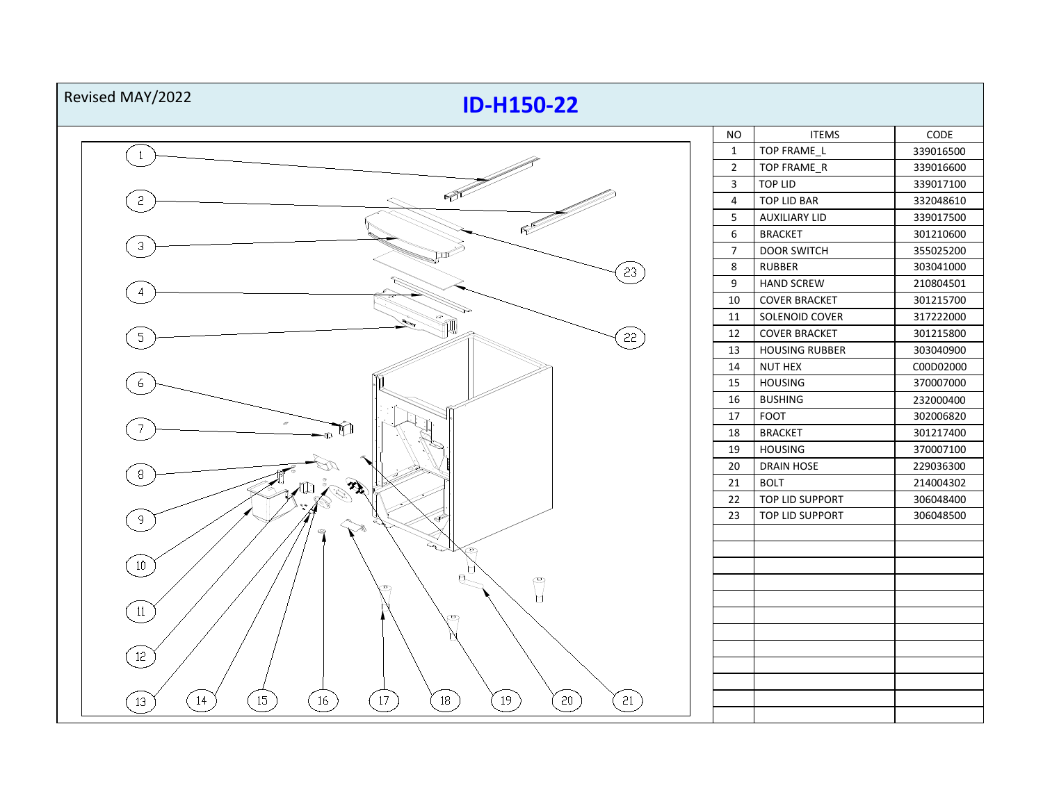Revised MAY/2022

# ID-H150-22

| NO | ITEMS | CODE |
|---|---|---|
| 1 | TOP FRAME_L | 339016500 |
| 2 | TOP FRAME_R | 339016600 |
| 3 | TOP LID | 339017100 |
| 4 | TOP LID BAR | 332048610 |
| 5 | AUXILIARY LID | 339017500 |
| 6 | BRACKET | 301210600 |
| 7 | DOOR SWITCH | 355025200 |
| 8 | RUBBER | 303041000 |
| 9 | HAND SCREW | 210804501 |
| 10 | COVER BRACKET | 301215700 |
| 11 | SOLENOID COVER | 317222000 |
| 12 | COVER BRACKET | 301215800 |
| 13 | HOUSING RUBBER | 303040900 |
| 14 | NUT HEX | C00D02000 |
| 15 | HOUSING | 370007000 |
| 16 | BUSHING | 232000400 |
| 17 | FOOT | 302006820 |
| 18 | BRACKET | 301217400 |
| 19 | HOUSING | 370007100 |
| 20 | DRAIN HOSE | 229036300 |
| 21 | BOLT | 214004302 |
| 22 | TOP LID SUPPORT | 306048400 |
| 23 | TOP LID SUPPORT | 306048500 |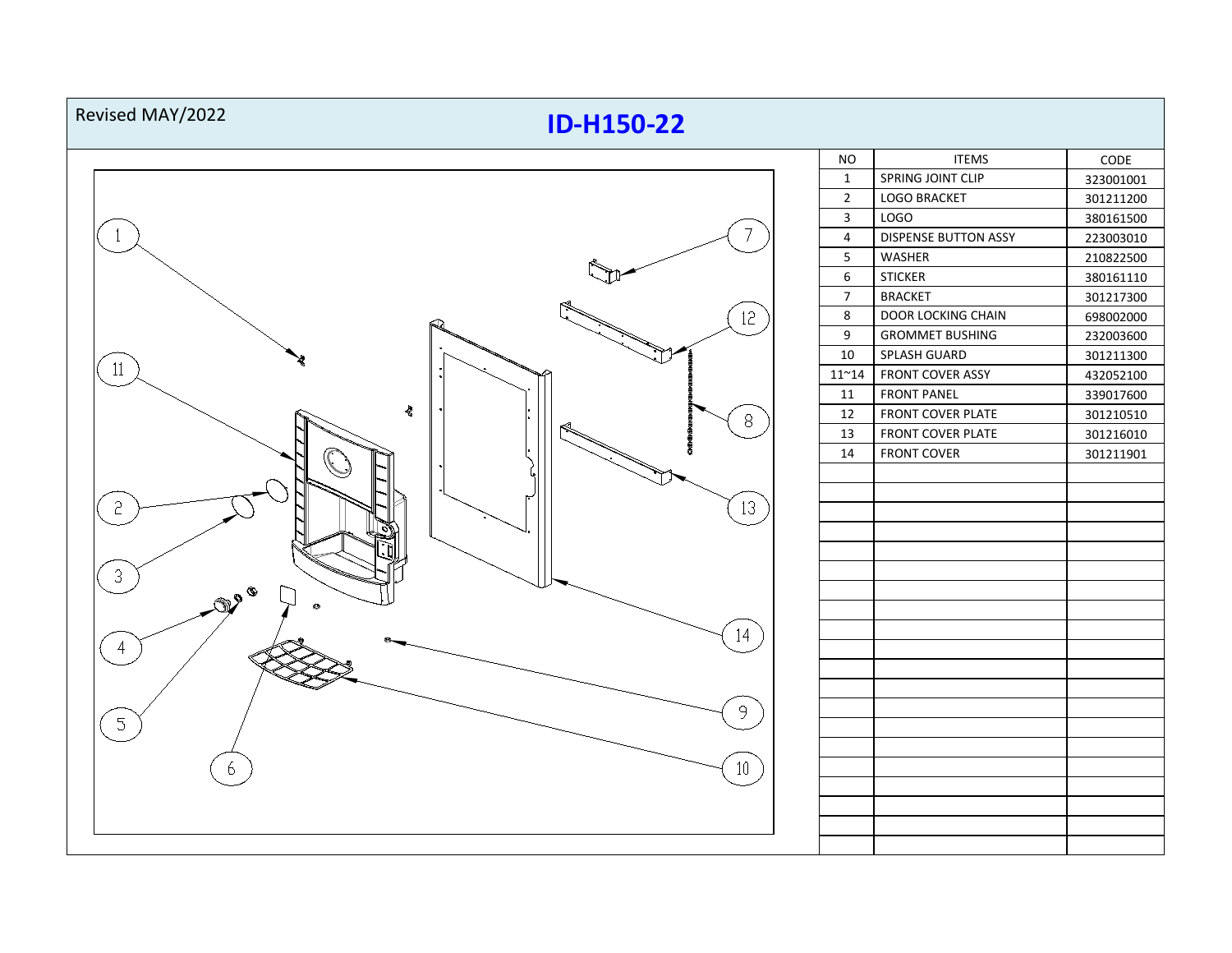Revised MAY/2022

# ID-H150-22

| NO | ITEMS | CODE |
|---|---|---|
| 1 | SPRING JOINT CLIP | 323001001 |
| 2 | LOGO BRACKET | 301211200 |
| 3 | LOGO | 380161500 |
| 4 | DISPENSE BUTTON ASSY | 223003010 |
| 5 | WASHER | 210822500 |
| 6 | STICKER | 380161110 |
| 7 | BRACKET | 301217300 |
| 8 | DOOR LOCKING CHAIN | 698002000 |
| 9 | GROMMET BUSHING | 232003600 |
| 10 | SPLASH GUARD | 301211300 |
| 11~14 | FRONT COVER ASSY | 432052100 |
| 11 | FRONT PANEL | 339017600 |
| 12 | FRONT COVER PLATE | 301210510 |
| 13 | FRONT COVER PLATE | 301216010 |
| 14 | FRONT COVER | 301211901 |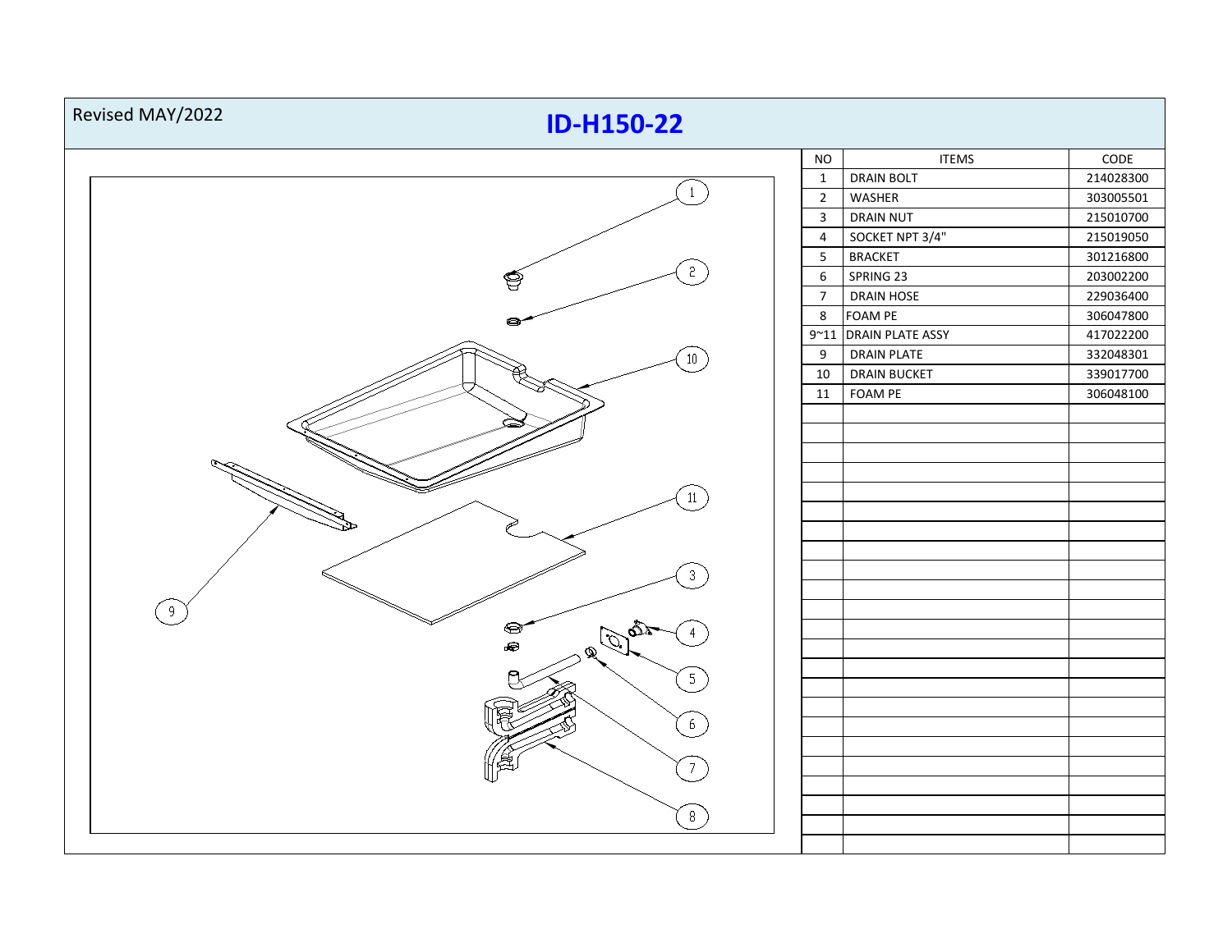Revised MAY/2022

# ID-H150-22

| NO | ITEMS | CODE |
|---|---|---|
| 1 | DRAIN BOLT | 214028300 |
| 2 | WASHER | 303005501 |
| 3 | DRAIN NUT | 215010700 |
| 4 | SOCKET NPT 3/4" | 215019050 |
| 5 | BRACKET | 301216800 |
| 6 | SPRING 23 | 203002200 |
| 7 | DRAIN HOSE | 229036400 |
| 8 | FOAM PE | 306047800 |
| 9~11 | DRAIN PLATE ASSY | 417022200 |
| 9 | DRAIN PLATE | 332048301 |
| 10 | DRAIN BUCKET | 339017700 |
| 11 | FOAM PE | 306048100 |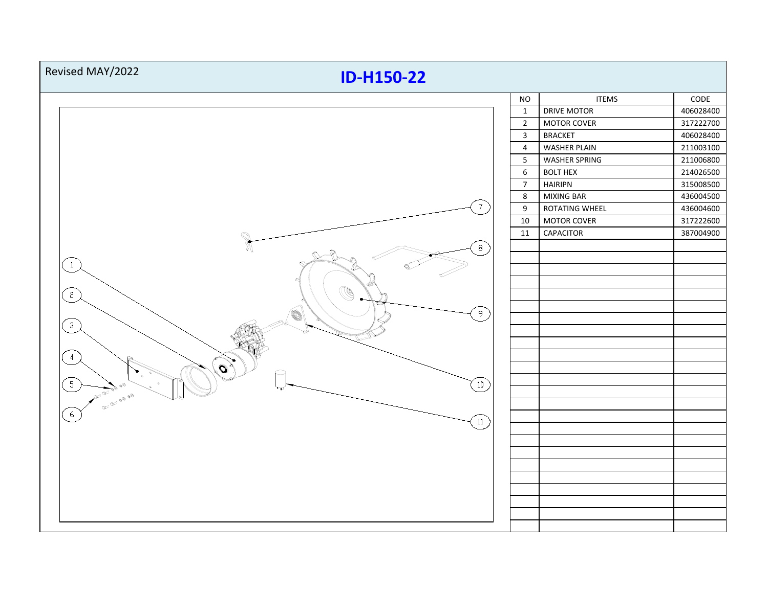Revised MAY/2022

# ID-H150-22

| NO | ITEMS | CODE |
|---|---|---|
| 1 | DRIVE MOTOR | 406028400 |
| 2 | MOTOR COVER | 317222700 |
| 3 | BRACKET | 406028400 |
| 4 | WASHER PLAIN | 211003100 |
| 5 | WASHER SPRING | 211006800 |
| 6 | BOLT HEX | 214026500 |
| 7 | HAIRIPN | 315008500 |
| 8 | MIXING BAR | 436004500 |
| 9 | ROTATING WHEEL | 436004600 |
| 10 | MOTOR COVER | 317222600 |
| 11 | CAPACITOR | 387004900 |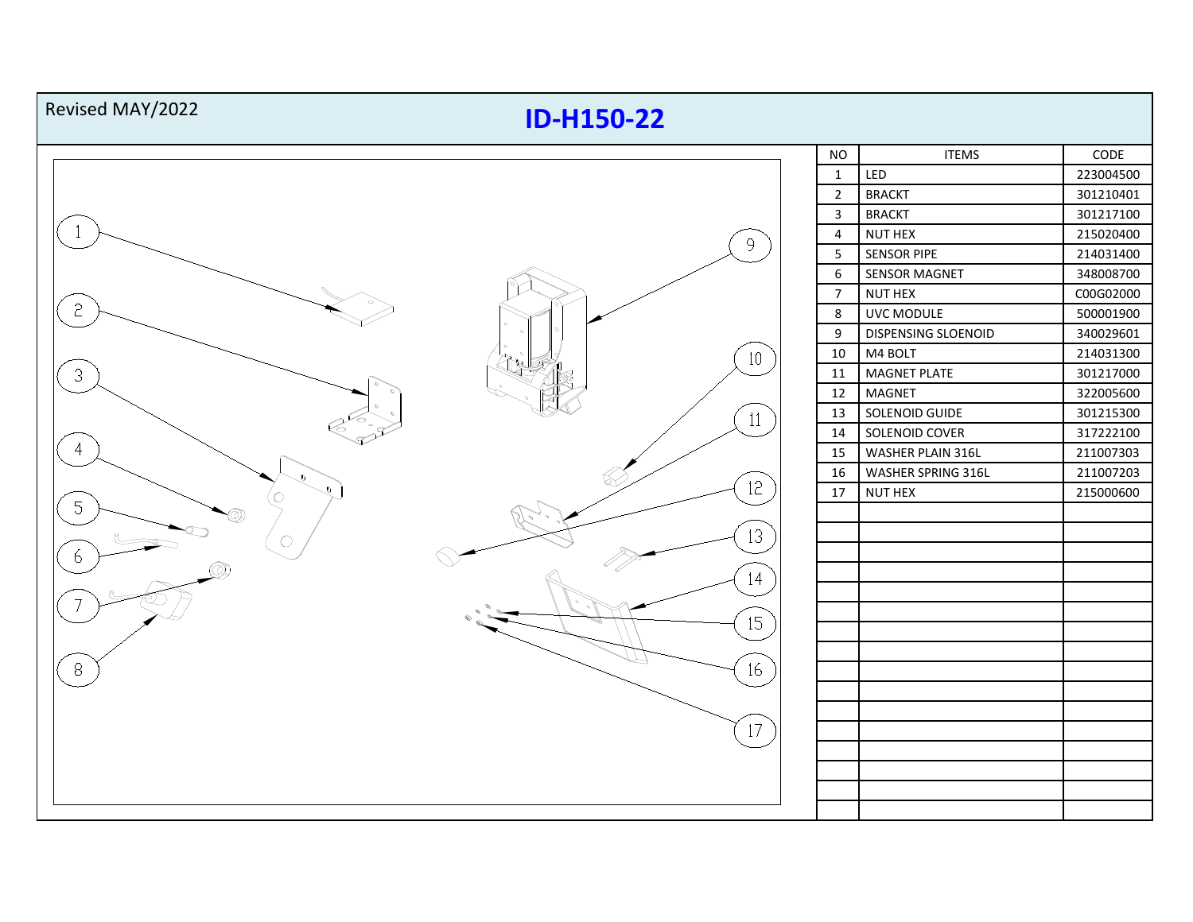Revised MAY/2022

# ID-H150-22

| NO | ITEMS | CODE |
|---|---|---|
| 1 | LED | 223004500 |
| 2 | BRACKT | 301210401 |
| 3 | BRACKT | 301217100 |
| 4 | NUT HEX | 215020400 |
| 5 | SENSOR PIPE | 214031400 |
| 6 | SENSOR MAGNET | 348008700 |
| 7 | NUT HEX | C00G02000 |
| 8 | UVC MODULE | 500001900 |
| 9 | DISPENSING SLOENOID | 340029601 |
| 10 | M4 BOLT | 214031300 |
| 11 | MAGNET PLATE | 301217000 |
| 12 | MAGNET | 322005600 |
| 13 | SOLENOID GUIDE | 301215300 |
| 14 | SOLENOID COVER | 317222100 |
| 15 | WASHER PLAIN 316L | 211007303 |
| 16 | WASHER SPRING 316L | 211007203 |
| 17 | NUT HEX | 215000600 |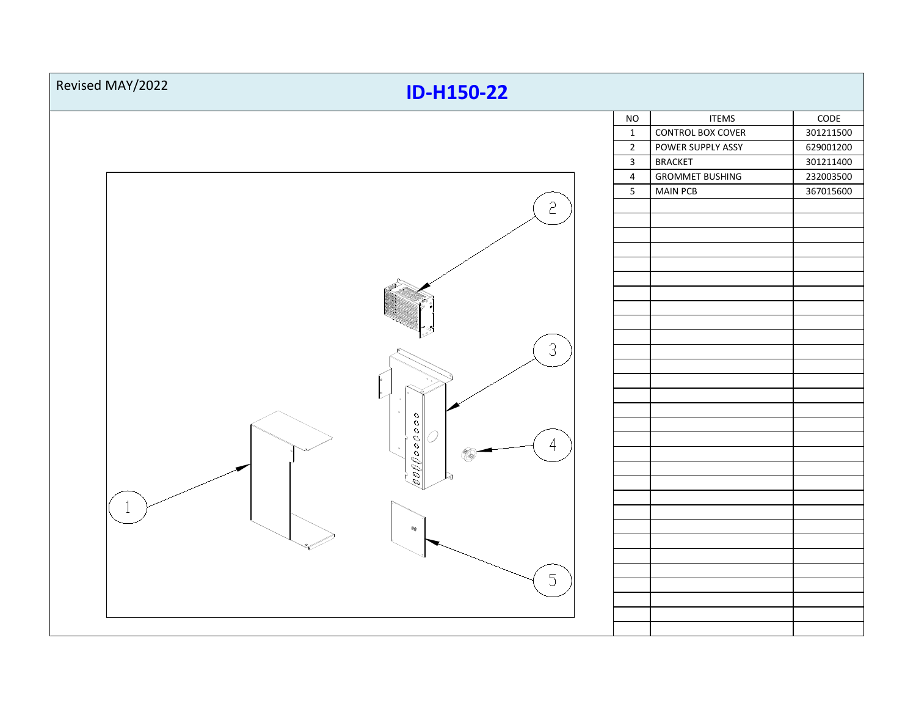Revised MAY/2022

# ID-H150-22

| NO | ITEMS | CODE |
|---|---|---|
| 1 | CONTROL BOX COVER | 301211500 |
| 2 | POWER SUPPLY ASSY | 629001200 |
| 3 | BRACKET | 301211400 |
| 4 | GROMMET BUSHING | 232003500 |
| 5 | MAIN PCB | 367015600 |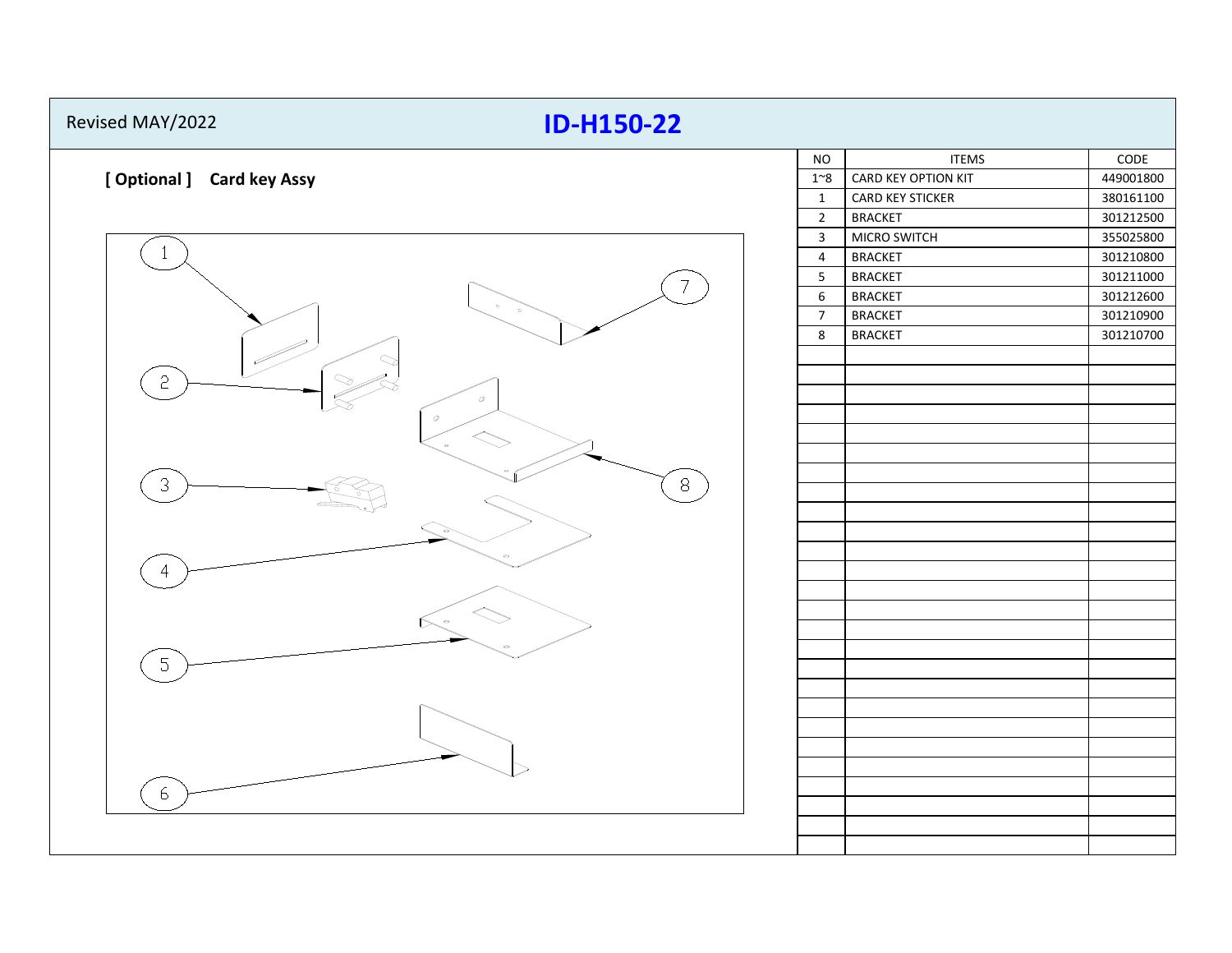Revised MAY/2022

# ID-H150-22

**[ Optional ]   Card key Assy**

1
2
3
4
5
6
7
8

| NO | ITEMS | CODE |
|---|---|---|
| 1~8 | CARD KEY OPTION KIT | 449001800 |
| 1 | CARD KEY STICKER | 380161100 |
| 2 | BRACKET | 301212500 |
| 3 | MICRO SWITCH | 355025800 |
| 4 | BRACKET | 301210800 |
| 5 | BRACKET | 301211000 |
| 6 | BRACKET | 301212600 |
| 7 | BRACKET | 301210900 |
| 8 | BRACKET | 301210700 |